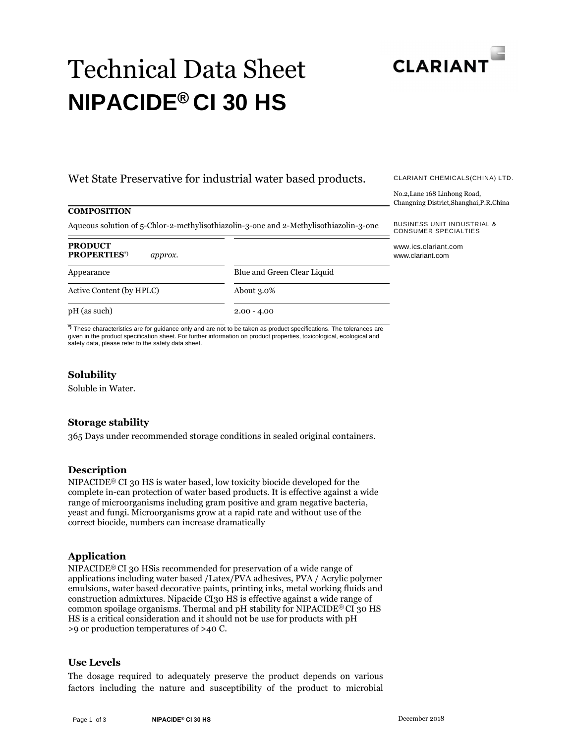# Technical Data Sheet

# NIPACIDE® CI 30 HS

CLARIANT

Wet State Preservative for industrial water based products.

CLARIANT CHEMICALS(CHINA) LTD.

No.2,Lane 168 Linhong Road, Changning District,Shanghai,P.R.China

BUSINESS UNIT INDUSTRIAL & CONSUMER SPECIALTIES

www.ics.clariant.com
www.clariant.com

**COMPOSITION**

Aqueous solution of 5-Chlor-2-methylisothiazolin-3-one and 2-Methylisothiazolin-3-one

| **PRODUCT PROPERTIES**[*)] *approx.* | |
|---|---|
| Appearance | Blue and Green Clear Liquid |
| Active Content (by HPLC) | About 3.0% |
| pH (as such) | 2.00 - 4.00 |

**\*)** These characteristics are for guidance only and are not to be taken as product specifications. The tolerances are given in the product specification sheet. For further information on product properties, toxicological, ecological and safety data, please refer to the safety data sheet.

### Solubility

Soluble in Water.

### Storage stability

365 Days under recommended storage conditions in sealed original containers.

### Description

NIPACIDE® CI 30 HS is water based, low toxicity biocide developed for the complete in-can protection of water based products. It is effective against a wide range of microorganisms including gram positive and gram negative bacteria, yeast and fungi. Microorganisms grow at a rapid rate and without use of the correct biocide, numbers can increase dramatically

### Application

NIPACIDE® CI 30 HSis recommended for preservation of a wide range of applications including water based /Latex/PVA adhesives, PVA / Acrylic polymer emulsions, water based decorative paints, printing inks, metal working fluids and construction admixtures. Nipacide CI30 HS is effective against a wide range of common spoilage organisms. Thermal and pH stability for NIPACIDE® CI 30 HS HS is a critical consideration and it should not be use for products with pH >9 or production temperatures of >40 C.

### Use Levels

The dosage required to adequately preserve the product depends on various factors including the nature and susceptibility of the product to microbial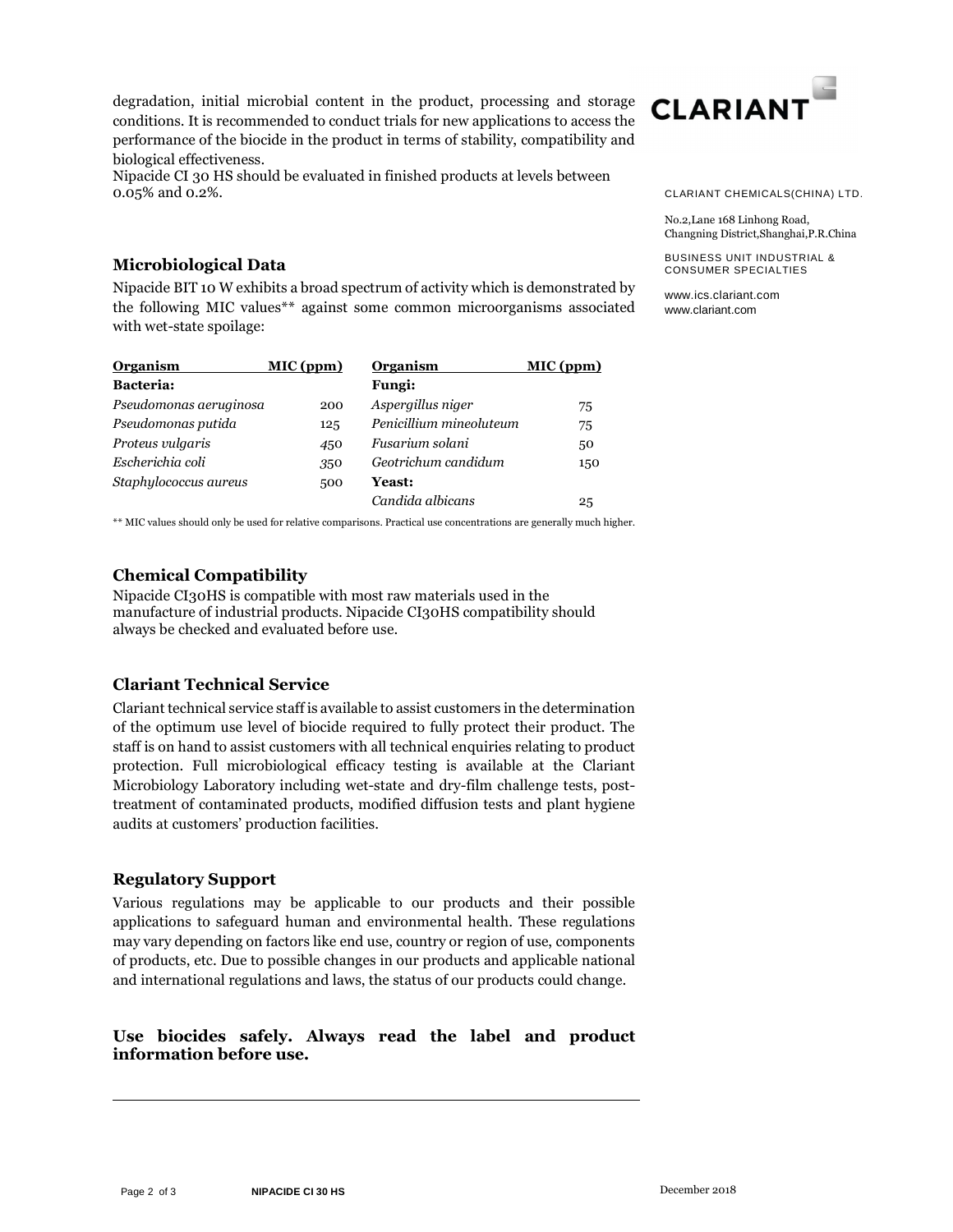degradation, initial microbial content in the product, processing and storage conditions. It is recommended to conduct trials for new applications to access the performance of the biocide in the product in terms of stability, compatibility and biological effectiveness.
Nipacide CI 30 HS should be evaluated in finished products at levels between 0.05% and 0.2%.

CLARIANT CHEMICALS(CHINA) LTD.

No.2,Lane 168 Linhong Road, Changning District,Shanghai,P.R.China

BUSINESS UNIT INDUSTRIAL & CONSUMER SPECIALTIES

www.ics.clariant.com
www.clariant.com

## Microbiological Data

Nipacide BIT 10 W exhibits a broad spectrum of activity which is demonstrated by the following MIC values** against some common microorganisms associated with wet-state spoilage:

| Organism | MIC (ppm) | Organism | MIC (ppm) |
|---|---|---|---|
| **Bacteria:** | | **Fungi:** | |
| *Pseudomonas aeruginosa* | 200 | *Aspergillus niger* | 75 |
| *Pseudomonas putida* | 125 | *Penicillium mineoluteum* | 75 |
| *Proteus vulgaris* | 450 | *Fusarium solani* | 50 |
| *Escherichia coli* | 350 | *Geotrichum candidum* | 150 |
| *Staphylococcus aureus* | 500 | **Yeast:** | |
| | | *Candida albicans* | 25 |

** MIC values should only be used for relative comparisons. Practical use concentrations are generally much higher.

## Chemical Compatibility

Nipacide CI30HS is compatible with most raw materials used in the manufacture of industrial products. Nipacide CI30HS compatibility should always be checked and evaluated before use.

## Clariant Technical Service

Clariant technical service staff is available to assist customers in the determination of the optimum use level of biocide required to fully protect their product. The staff is on hand to assist customers with all technical enquiries relating to product protection. Full microbiological efficacy testing is available at the Clariant Microbiology Laboratory including wet-state and dry-film challenge tests, post-treatment of contaminated products, modified diffusion tests and plant hygiene audits at customers' production facilities.

## Regulatory Support

Various regulations may be applicable to our products and their possible applications to safeguard human and environmental health. These regulations may vary depending on factors like end use, country or region of use, components of products, etc. Due to possible changes in our products and applicable national and international regulations and laws, the status of our products could change.

**Use biocides safely. Always read the label and product information before use.**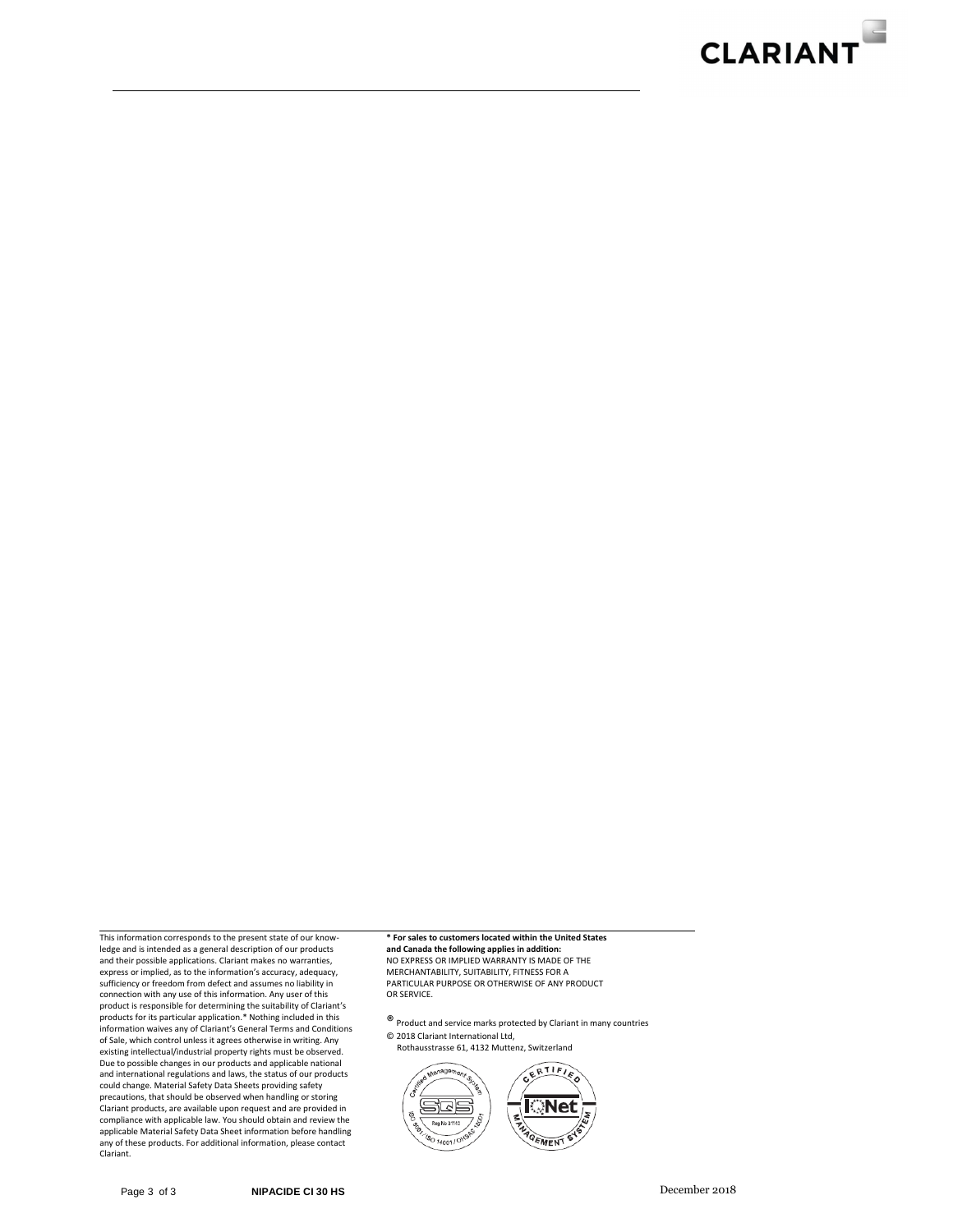This information corresponds to the present state of our knowledge and is intended as a general description of our products and their possible applications. Clariant makes no warranties, express or implied, as to the information's accuracy, adequacy, sufficiency or freedom from defect and assumes no liability in connection with any use of this information. Any user of this product is responsible for determining the suitability of Clariant's products for its particular application.* Nothing included in this information waives any of Clariant's General Terms and Conditions of Sale, which control unless it agrees otherwise in writing. Any existing intellectual/industrial property rights must be observed. Due to possible changes in our products and applicable national and international regulations and laws, the status of our products could change. Material Safety Data Sheets providing safety precautions, that should be observed when handling or storing Clariant products, are available upon request and are provided in compliance with applicable law. You should obtain and review the applicable Material Safety Data Sheet information before handling any of these products. For additional information, please contact Clariant.

**\* For sales to customers located within the United States and Canada the following applies in addition:**
NO EXPRESS OR IMPLIED WARRANTY IS MADE OF THE MERCHANTABILITY, SUITABILITY, FITNESS FOR A PARTICULAR PURPOSE OR OTHERWISE OF ANY PRODUCT OR SERVICE.

® Product and service marks protected by Clariant in many countries

© 2018 Clariant International Ltd,
Rothausstrasse 61, 4132 Muttenz, Switzerland